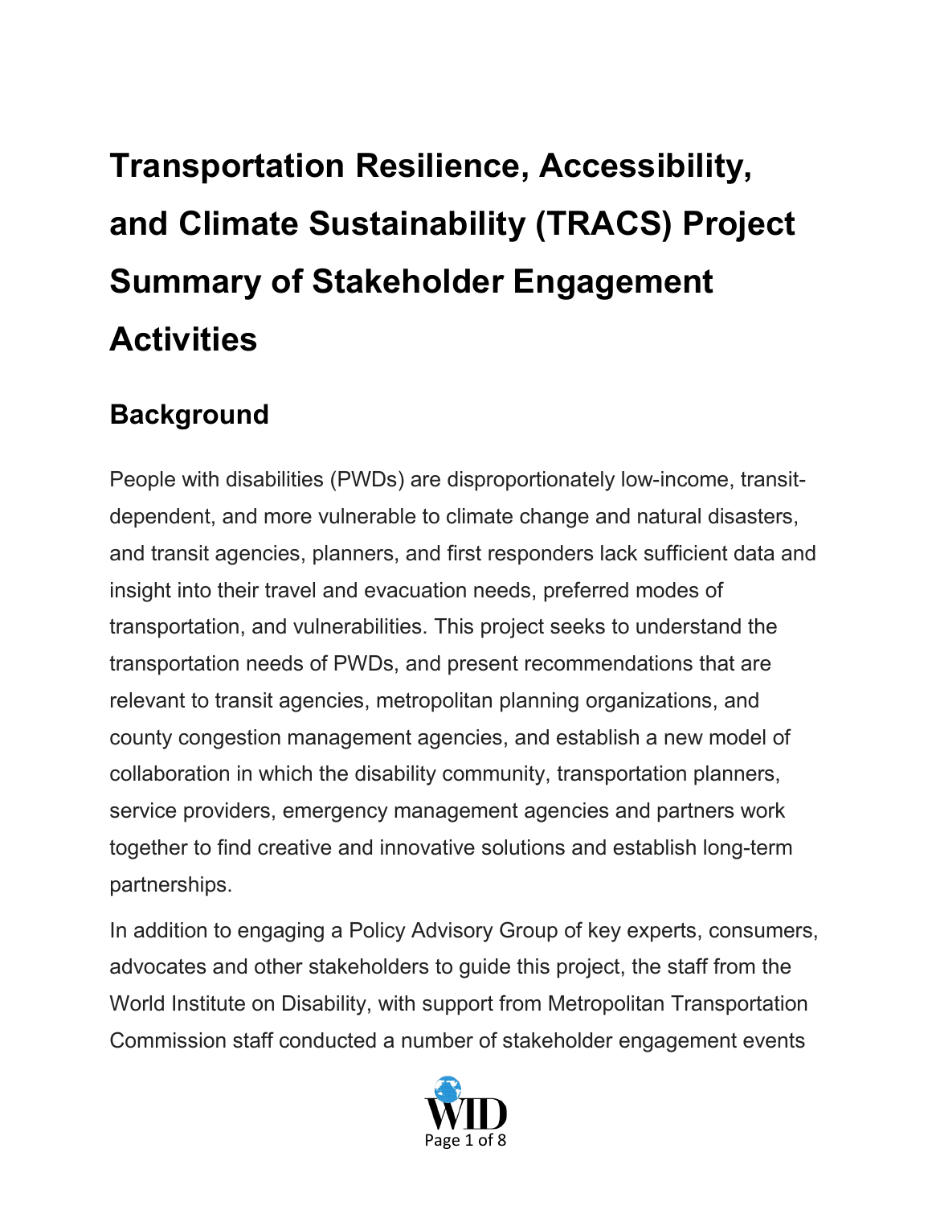# Transportation Resilience, Accessibility, and Climate Sustainability (TRACS) Project Summary of Stakeholder Engagement Activities

## Background

People with disabilities (PWDs) are disproportionately low-income, transit-dependent, and more vulnerable to climate change and natural disasters, and transit agencies, planners, and first responders lack sufficient data and insight into their travel and evacuation needs, preferred modes of transportation, and vulnerabilities. This project seeks to understand the transportation needs of PWDs, and present recommendations that are relevant to transit agencies, metropolitan planning organizations, and county congestion management agencies, and establish a new model of collaboration in which the disability community, transportation planners, service providers, emergency management agencies and partners work together to find creative and innovative solutions and establish long-term partnerships.

In addition to engaging a Policy Advisory Group of key experts, consumers, advocates and other stakeholders to guide this project, the staff from the World Institute on Disability, with support from Metropolitan Transportation Commission staff conducted a number of stakeholder engagement events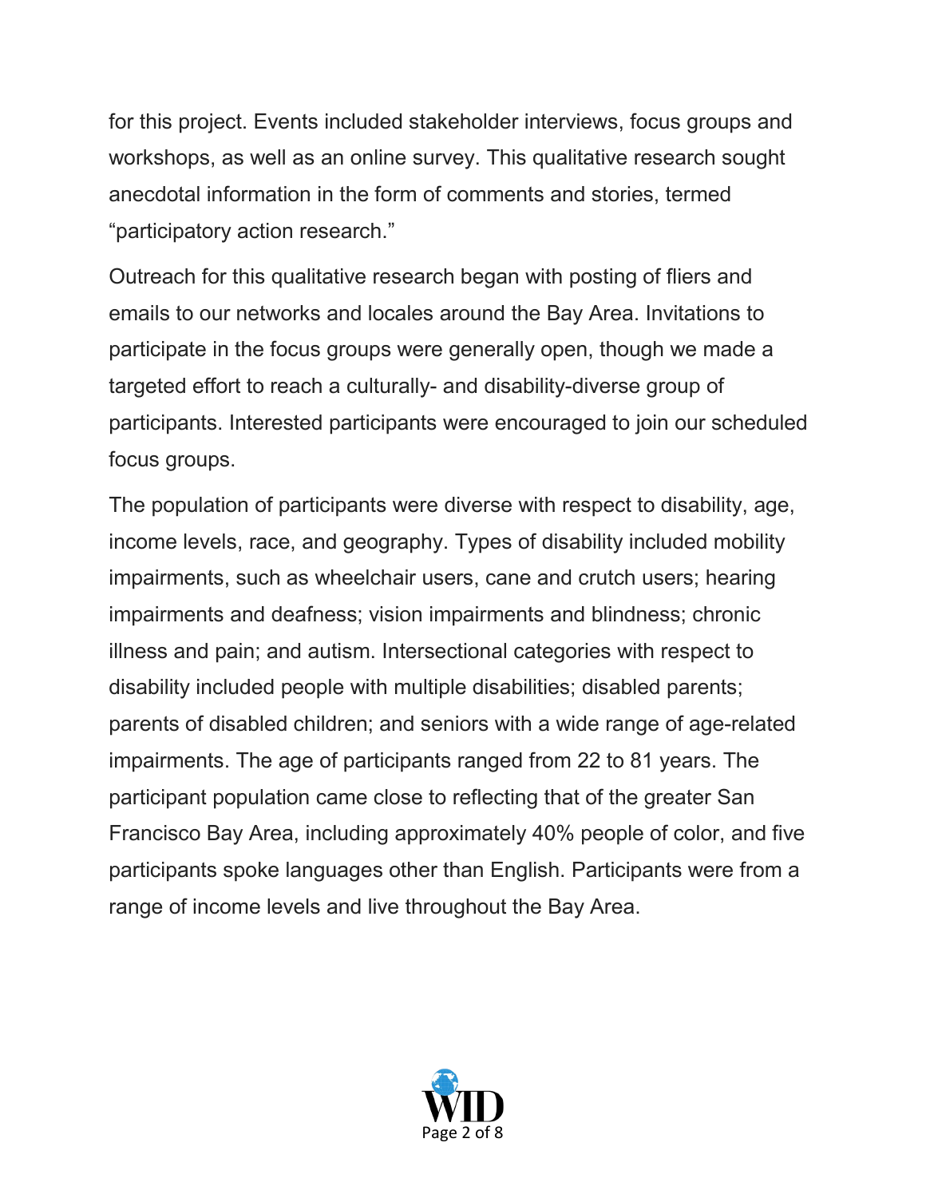for this project. Events included stakeholder interviews, focus groups and workshops, as well as an online survey. This qualitative research sought anecdotal information in the form of comments and stories, termed "participatory action research."

Outreach for this qualitative research began with posting of fliers and emails to our networks and locales around the Bay Area. Invitations to participate in the focus groups were generally open, though we made a targeted effort to reach a culturally- and disability-diverse group of participants. Interested participants were encouraged to join our scheduled focus groups.

The population of participants were diverse with respect to disability, age, income levels, race, and geography. Types of disability included mobility impairments, such as wheelchair users, cane and crutch users; hearing impairments and deafness; vision impairments and blindness; chronic illness and pain; and autism. Intersectional categories with respect to disability included people with multiple disabilities; disabled parents; parents of disabled children; and seniors with a wide range of age-related impairments. The age of participants ranged from 22 to 81 years. The participant population came close to reflecting that of the greater San Francisco Bay Area, including approximately 40% people of color, and five participants spoke languages other than English. Participants were from a range of income levels and live throughout the Bay Area.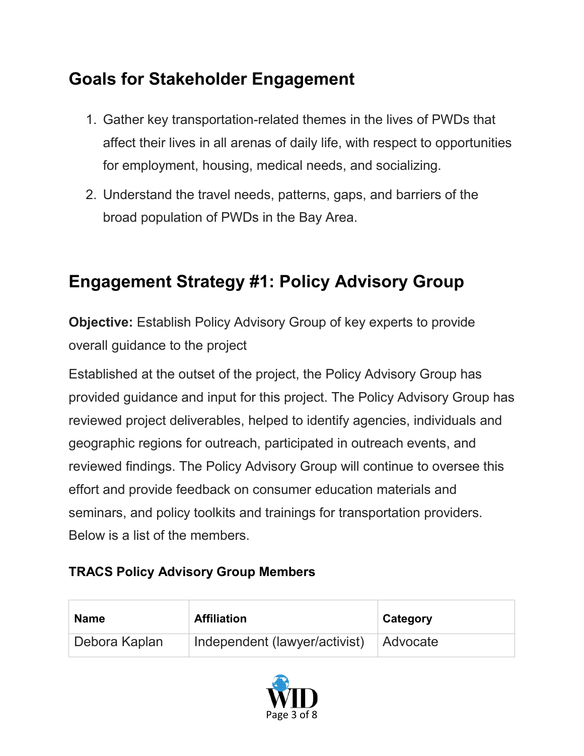## Goals for Stakeholder Engagement

1. Gather key transportation-related themes in the lives of PWDs that affect their lives in all arenas of daily life, with respect to opportunities for employment, housing, medical needs, and socializing.
2. Understand the travel needs, patterns, gaps, and barriers of the broad population of PWDs in the Bay Area.

## Engagement Strategy #1: Policy Advisory Group

**Objective:** Establish Policy Advisory Group of key experts to provide overall guidance to the project

Established at the outset of the project, the Policy Advisory Group has provided guidance and input for this project. The Policy Advisory Group has reviewed project deliverables, helped to identify agencies, individuals and geographic regions for outreach, participated in outreach events, and reviewed findings. The Policy Advisory Group will continue to oversee this effort and provide feedback on consumer education materials and seminars, and policy toolkits and trainings for transportation providers. Below is a list of the members.

**TRACS Policy Advisory Group Members**

| Name | Affiliation | Category |
|---|---|---|
| Debora Kaplan | Independent (lawyer/activist) | Advocate |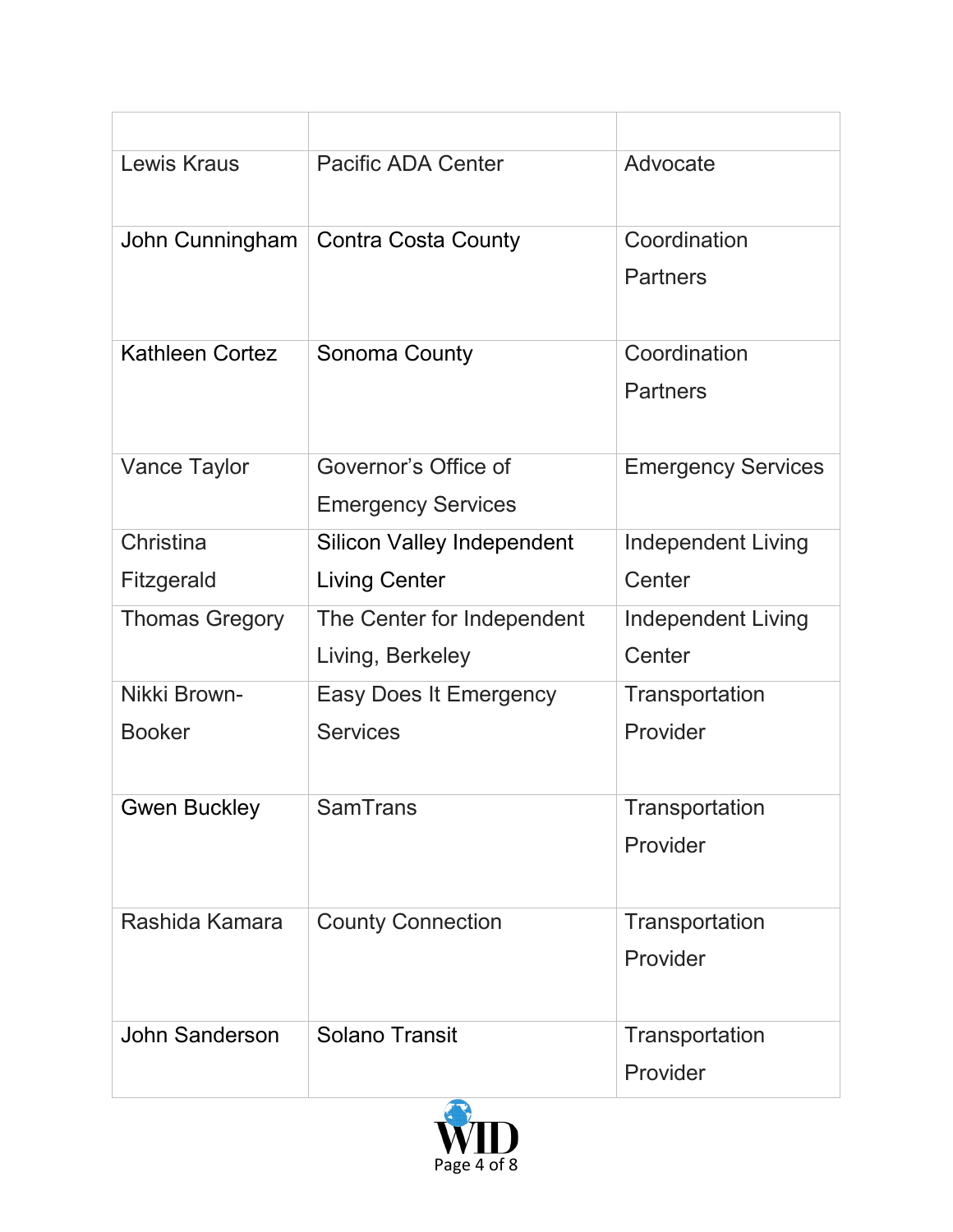| | | |
|---|---|---|
| Lewis Kraus | Pacific ADA Center | Advocate |
| John Cunningham | Contra Costa County | Coordination Partners |
| Kathleen Cortez | Sonoma County | Coordination Partners |
| Vance Taylor | Governor's Office of Emergency Services | Emergency Services |
| Christina Fitzgerald | Silicon Valley Independent Living Center | Independent Living Center |
| Thomas Gregory | The Center for Independent Living, Berkeley | Independent Living Center |
| Nikki Brown-Booker | Easy Does It Emergency Services | Transportation Provider |
| Gwen Buckley | SamTrans | Transportation Provider |
| Rashida Kamara | County Connection | Transportation Provider |
| John Sanderson | Solano Transit | Transportation Provider |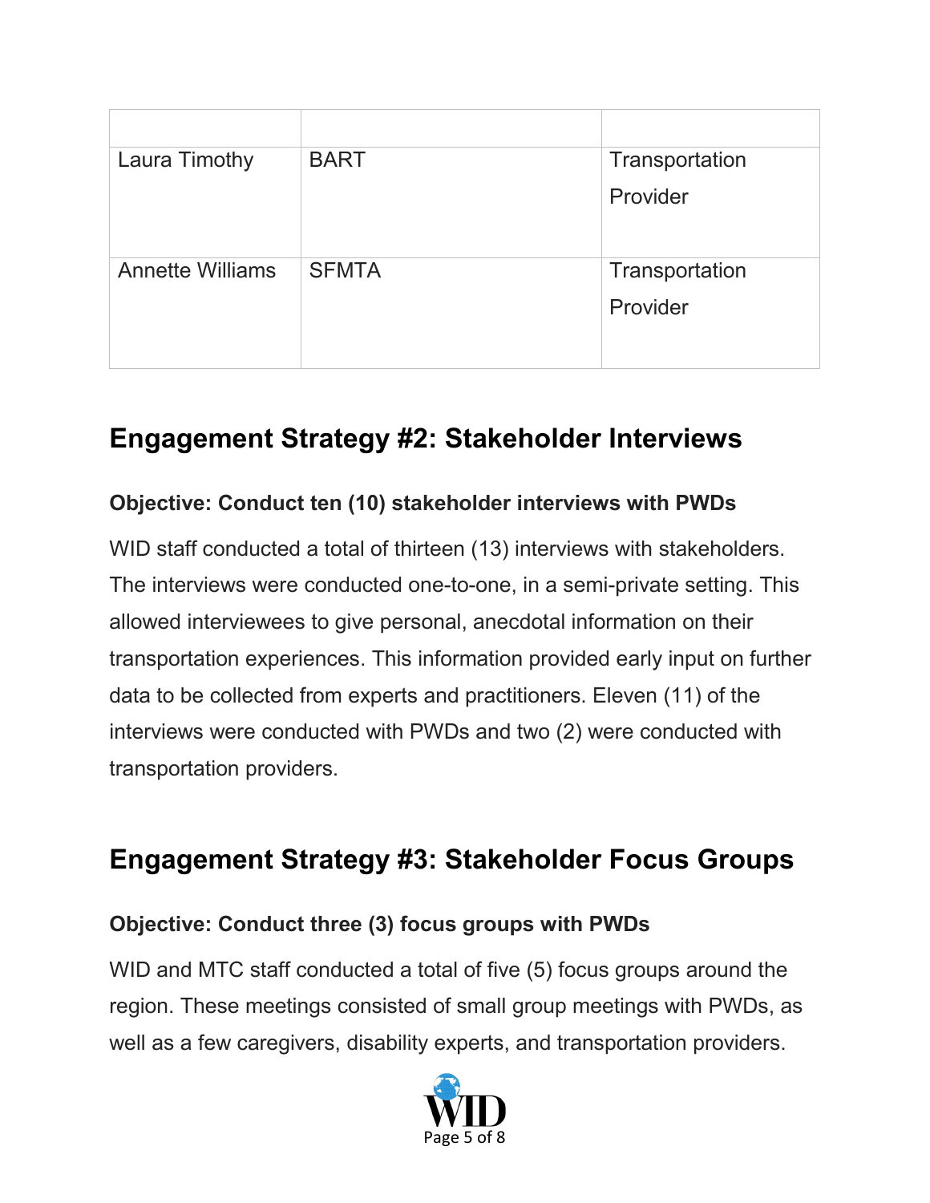| | | |
|---|---|---|
| Laura Timothy | BART | Transportation Provider |
| Annette Williams | SFMTA | Transportation Provider |

## Engagement Strategy #2: Stakeholder Interviews

### Objective: Conduct ten (10) stakeholder interviews with PWDs

WID staff conducted a total of thirteen (13) interviews with stakeholders. The interviews were conducted one-to-one, in a semi-private setting. This allowed interviewees to give personal, anecdotal information on their transportation experiences. This information provided early input on further data to be collected from experts and practitioners. Eleven (11) of the interviews were conducted with PWDs and two (2) were conducted with transportation providers.

## Engagement Strategy #3: Stakeholder Focus Groups

### Objective: Conduct three (3) focus groups with PWDs

WID and MTC staff conducted a total of five (5) focus groups around the region. These meetings consisted of small group meetings with PWDs, as well as a few caregivers, disability experts, and transportation providers.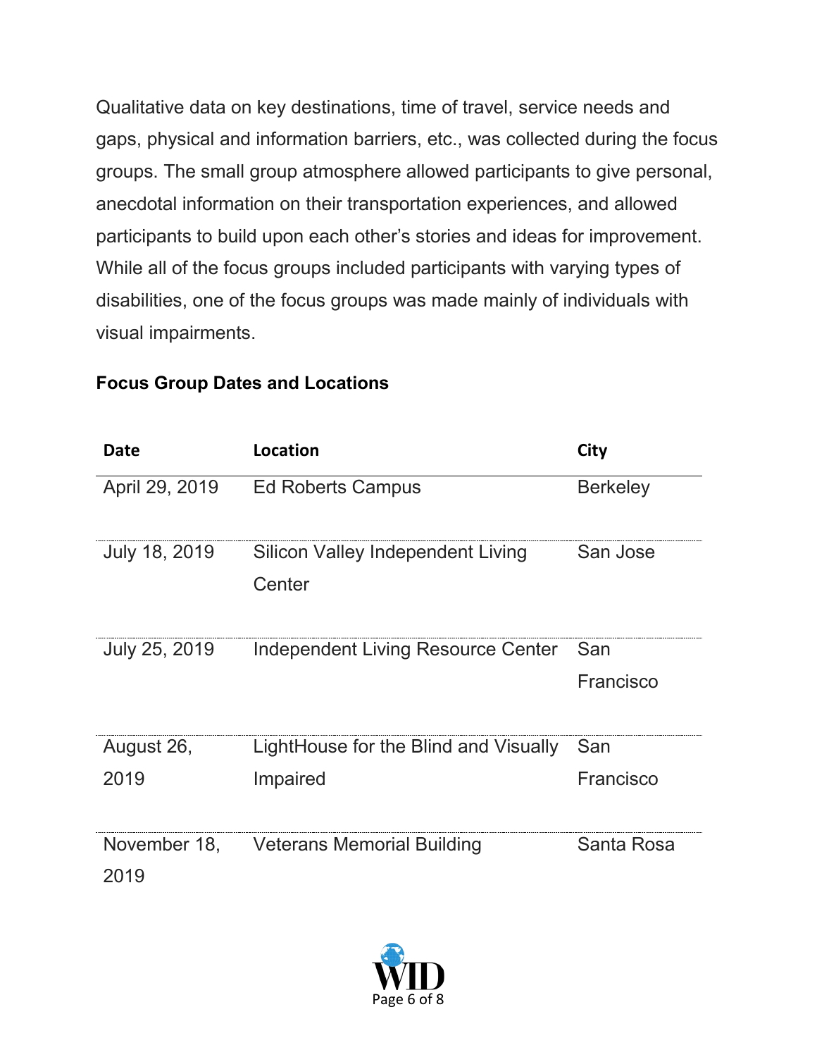Qualitative data on key destinations, time of travel, service needs and gaps, physical and information barriers, etc., was collected during the focus groups. The small group atmosphere allowed participants to give personal, anecdotal information on their transportation experiences, and allowed participants to build upon each other's stories and ideas for improvement. While all of the focus groups included participants with varying types of disabilities, one of the focus groups was made mainly of individuals with visual impairments.

**Focus Group Dates and Locations**

| Date | Location | City |
| --- | --- | --- |
| April 29, 2019 | Ed Roberts Campus | Berkeley |
| July 18, 2019 | Silicon Valley Independent Living Center | San Jose |
| July 25, 2019 | Independent Living Resource Center | San Francisco |
| August 26, 2019 | LightHouse for the Blind and Visually Impaired | San Francisco |
| November 18, 2019 | Veterans Memorial Building | Santa Rosa |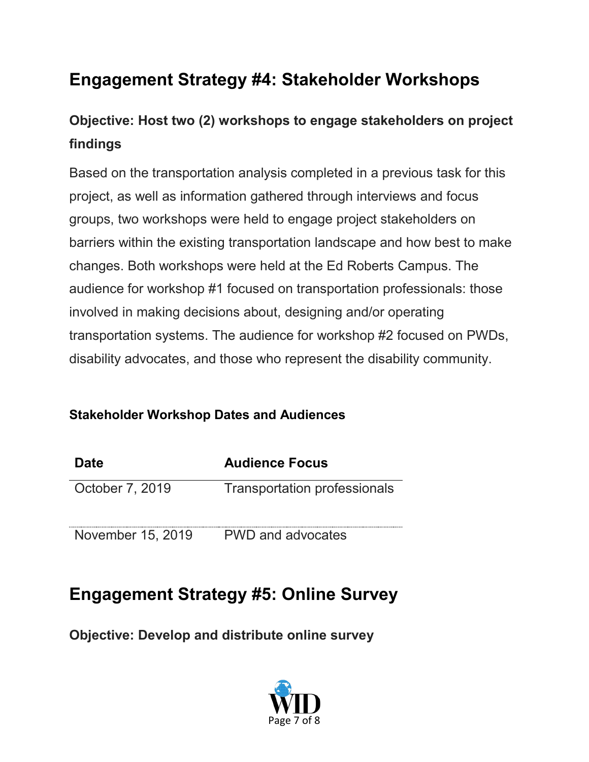## Engagement Strategy #4: Stakeholder Workshops

### Objective: Host two (2) workshops to engage stakeholders on project findings

Based on the transportation analysis completed in a previous task for this project, as well as information gathered through interviews and focus groups, two workshops were held to engage project stakeholders on barriers within the existing transportation landscape and how best to make changes. Both workshops were held at the Ed Roberts Campus. The audience for workshop #1 focused on transportation professionals: those involved in making decisions about, designing and/or operating transportation systems. The audience for workshop #2 focused on PWDs, disability advocates, and those who represent the disability community.

#### Stakeholder Workshop Dates and Audiences

| Date | Audience Focus |
| --- | --- |
| October 7, 2019 | Transportation professionals |
| November 15, 2019 | PWD and advocates |

## Engagement Strategy #5: Online Survey

### Objective: Develop and distribute online survey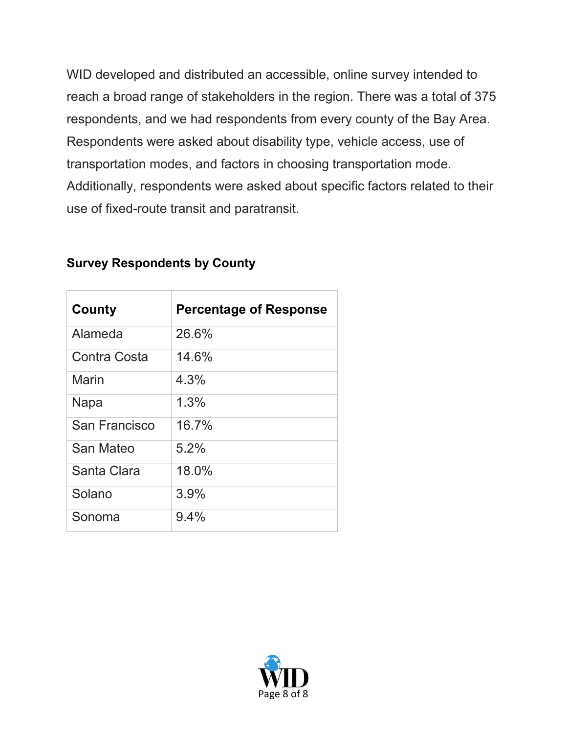WID developed and distributed an accessible, online survey intended to reach a broad range of stakeholders in the region. There was a total of 375 respondents, and we had respondents from every county of the Bay Area. Respondents were asked about disability type, vehicle access, use of transportation modes, and factors in choosing transportation mode. Additionally, respondents were asked about specific factors related to their use of fixed-route transit and paratransit.

**Survey Respondents by County**

| County | Percentage of Response |
|---|---|
| Alameda | 26.6% |
| Contra Costa | 14.6% |
| Marin | 4.3% |
| Napa | 1.3% |
| San Francisco | 16.7% |
| San Mateo | 5.2% |
| Santa Clara | 18.0% |
| Solano | 3.9% |
| Sonoma | 9.4% |